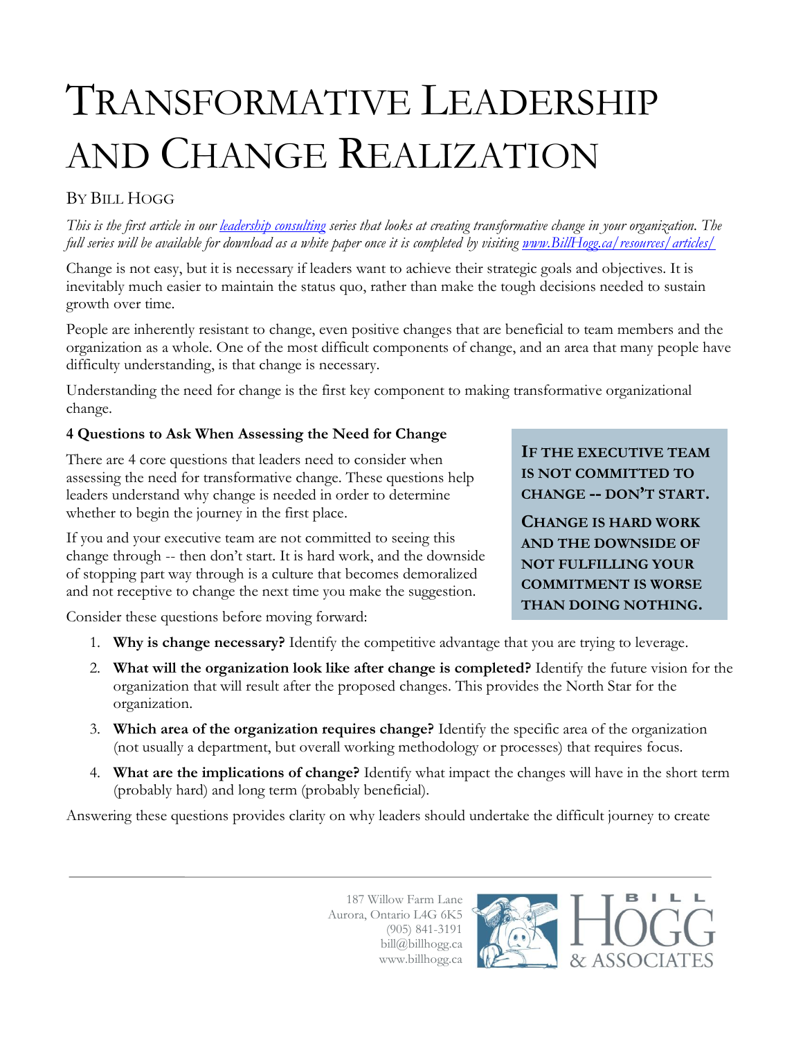# Transformative Leadership and Change Realization

By Bill Hogg

*This is the first article in our [leadership consulting](#) series that looks at creating transformative change in your organization. The full series will be available for download as a white paper once it is completed by visiting [www.BillHogg.ca/resources/articles/](www.BillHogg.ca/resources/articles/)*

Change is not easy, but it is necessary if leaders want to achieve their strategic goals and objectives. It is inevitably much easier to maintain the status quo, rather than make the tough decisions needed to sustain growth over time.

People are inherently resistant to change, even positive changes that are beneficial to team members and the organization as a whole. One of the most difficult components of change, and an area that many people have difficulty understanding, is that change is necessary.

Understanding the need for change is the first key component to making transformative organizational change.

**4 Questions to Ask When Assessing the Need for Change**

There are 4 core questions that leaders need to consider when assessing the need for transformative change. These questions help leaders understand why change is needed in order to determine whether to begin the journey in the first place.

If you and your executive team are not committed to seeing this change through -- then don't start. It is hard work, and the downside of stopping part way through is a culture that becomes demoralized and not receptive to change the next time you make the suggestion.

> **IF THE EXECUTIVE TEAM IS NOT COMMITTED TO CHANGE -- DON'T START.**
>
> **CHANGE IS HARD WORK AND THE DOWNSIDE OF NOT FULFILLING YOUR COMMITMENT IS WORSE THAN DOING NOTHING.**

Consider these questions before moving forward:

1. **Why is change necessary?** Identify the competitive advantage that you are trying to leverage.
2. **What will the organization look like after change is completed?** Identify the future vision for the organization that will result after the proposed changes. This provides the North Star for the organization.
3. **Which area of the organization requires change?** Identify the specific area of the organization (not usually a department, but overall working methodology or processes) that requires focus.
4. **What are the implications of change?** Identify what impact the changes will have in the short term (probably hard) and long term (probably beneficial).

Answering these questions provides clarity on why leaders should undertake the difficult journey to create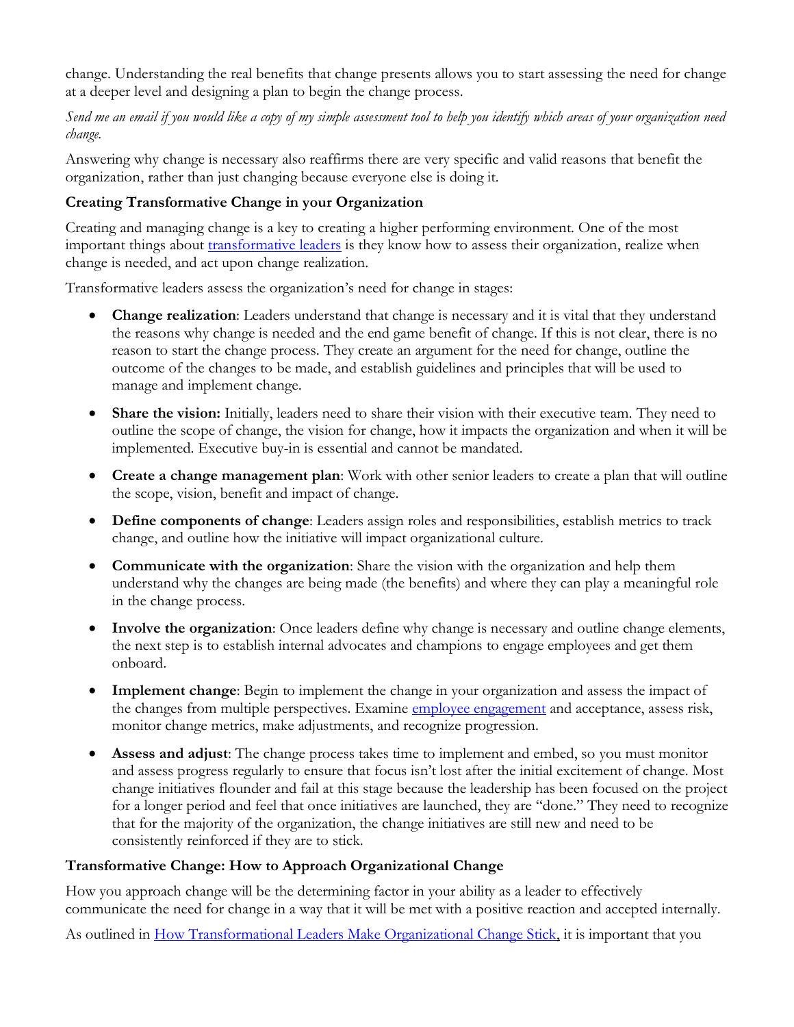change. Understanding the real benefits that change presents allows you to start assessing the need for change at a deeper level and designing a plan to begin the change process.

*Send me an email if you would like a copy of my simple assessment tool to help you identify which areas of your organization need change.*

Answering why change is necessary also reaffirms there are very specific and valid reasons that benefit the organization, rather than just changing because everyone else is doing it.

### Creating Transformative Change in your Organization

Creating and managing change is a key to creating a higher performing environment. One of the most important things about [transformative leaders]() is they know how to assess their organization, realize when change is needed, and act upon change realization.

Transformative leaders assess the organization's need for change in stages:

- **Change realization**: Leaders understand that change is necessary and it is vital that they understand the reasons why change is needed and the end game benefit of change. If this is not clear, there is no reason to start the change process. They create an argument for the need for change, outline the outcome of the changes to be made, and establish guidelines and principles that will be used to manage and implement change.
- **Share the vision:** Initially, leaders need to share their vision with their executive team. They need to outline the scope of change, the vision for change, how it impacts the organization and when it will be implemented. Executive buy-in is essential and cannot be mandated.
- **Create a change management plan**: Work with other senior leaders to create a plan that will outline the scope, vision, benefit and impact of change.
- **Define components of change**: Leaders assign roles and responsibilities, establish metrics to track change, and outline how the initiative will impact organizational culture.
- **Communicate with the organization**: Share the vision with the organization and help them understand why the changes are being made (the benefits) and where they can play a meaningful role in the change process.
- **Involve the organization**: Once leaders define why change is necessary and outline change elements, the next step is to establish internal advocates and champions to engage employees and get them onboard.
- **Implement change**: Begin to implement the change in your organization and assess the impact of the changes from multiple perspectives. Examine [employee engagement]() and acceptance, assess risk, monitor change metrics, make adjustments, and recognize progression.
- **Assess and adjust**: The change process takes time to implement and embed, so you must monitor and assess progress regularly to ensure that focus isn't lost after the initial excitement of change. Most change initiatives flounder and fail at this stage because the leadership has been focused on the project for a longer period and feel that once initiatives are launched, they are "done." They need to recognize that for the majority of the organization, the change initiatives are still new and need to be consistently reinforced if they are to stick.

### Transformative Change: How to Approach Organizational Change

How you approach change will be the determining factor in your ability as a leader to effectively communicate the need for change in a way that it will be met with a positive reaction and accepted internally.

As outlined in [How Transformational Leaders Make Organizational Change Stick](), it is important that you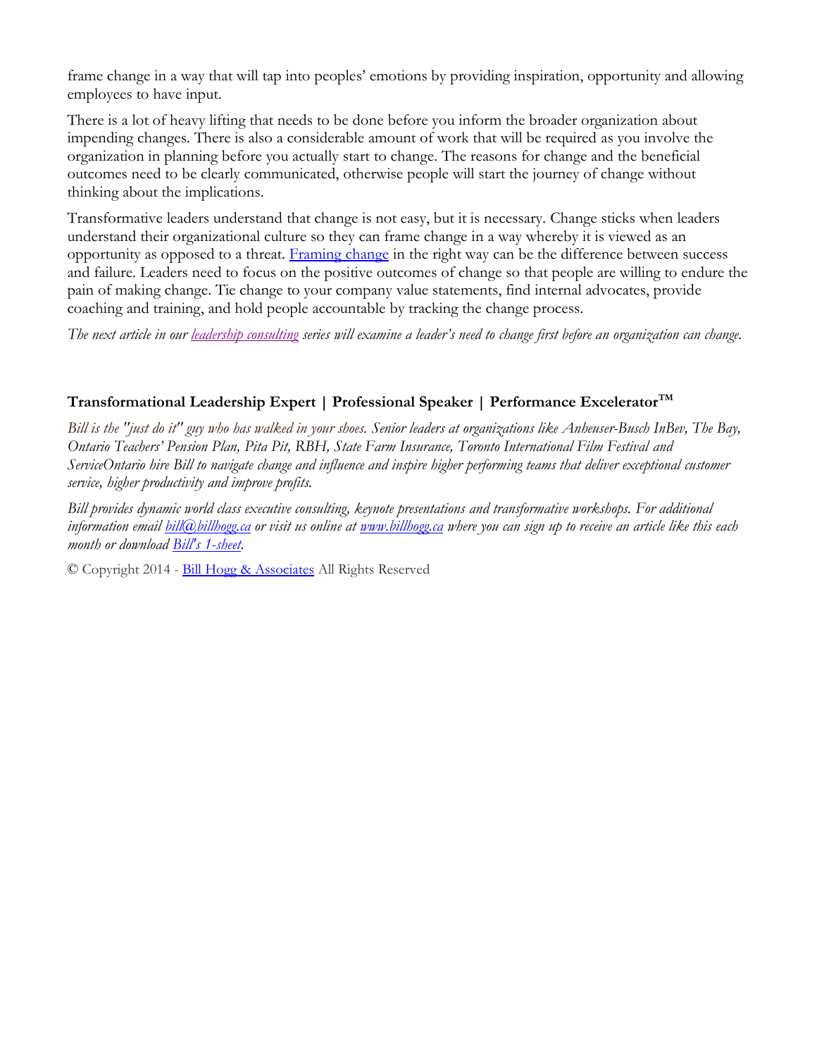frame change in a way that will tap into peoples' emotions by providing inspiration, opportunity and allowing employees to have input.

There is a lot of heavy lifting that needs to be done before you inform the broader organization about impending changes. There is also a considerable amount of work that will be required as you involve the organization in planning before you actually start to change. The reasons for change and the beneficial outcomes need to be clearly communicated, otherwise people will start the journey of change without thinking about the implications.

Transformative leaders understand that change is not easy, but it is necessary. Change sticks when leaders understand their organizational culture so they can frame change in a way whereby it is viewed as an opportunity as opposed to a threat. Framing change in the right way can be the difference between success and failure. Leaders need to focus on the positive outcomes of change so that people are willing to endure the pain of making change. Tie change to your company value statements, find internal advocates, provide coaching and training, and hold people accountable by tracking the change process.

*The next article in our leadership consulting series will examine a leader's need to change first before an organization can change.*

**Transformational Leadership Expert | Professional Speaker | Performance Excelerator™**

*Bill is the "just do it" guy who has walked in your shoes. Senior leaders at organizations like Anheuser-Busch InBev, The Bay, Ontario Teachers' Pension Plan, Pita Pit, RBH, State Farm Insurance, Toronto International Film Festival and ServiceOntario hire Bill to navigate change and influence and inspire higher performing teams that deliver exceptional customer service, higher productivity and improve profits.*

*Bill provides dynamic world class executive consulting, keynote presentations and transformative workshops. For additional information email bill@billhogg.ca or visit us online at www.billhogg.ca where you can sign up to receive an article like this each month or download Bill's 1-sheet.*

© Copyright 2014 - Bill Hogg & Associates All Rights Reserved